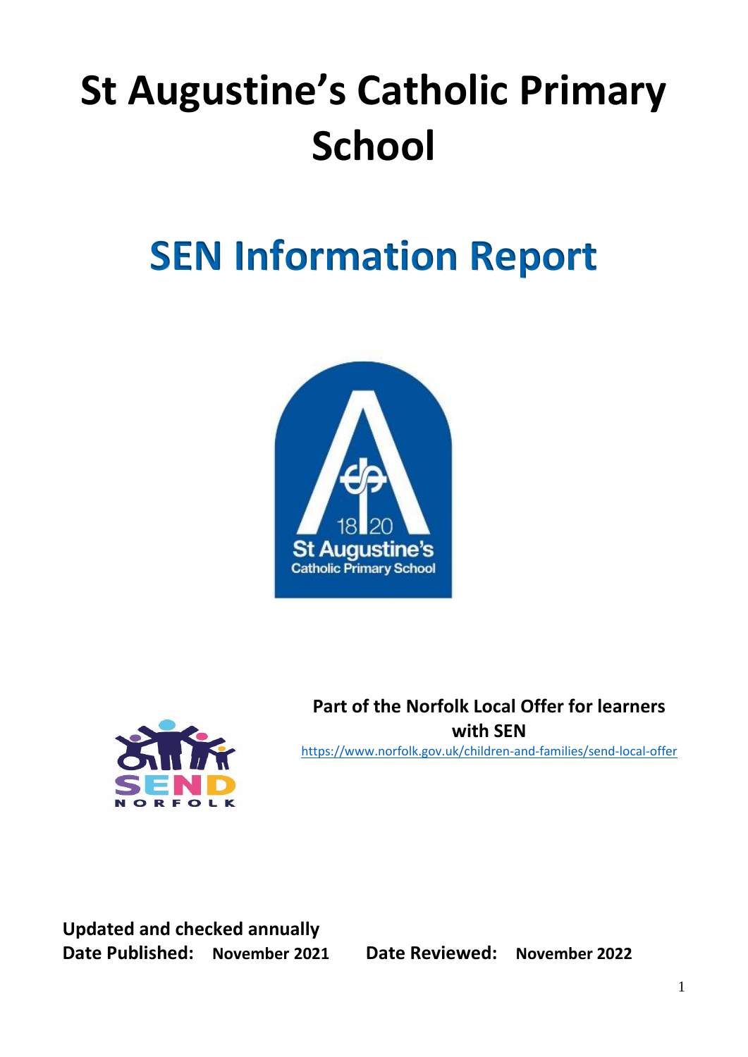# St Augustine's Catholic Primary School

# SEN Information Report

**Part of the Norfolk Local Offer for learners with SEN**

https://www.norfolk.gov.uk/children-and-families/send-local-offer

**Updated and checked annually**

**Date Published: November 2021** **Date Reviewed: November 2022**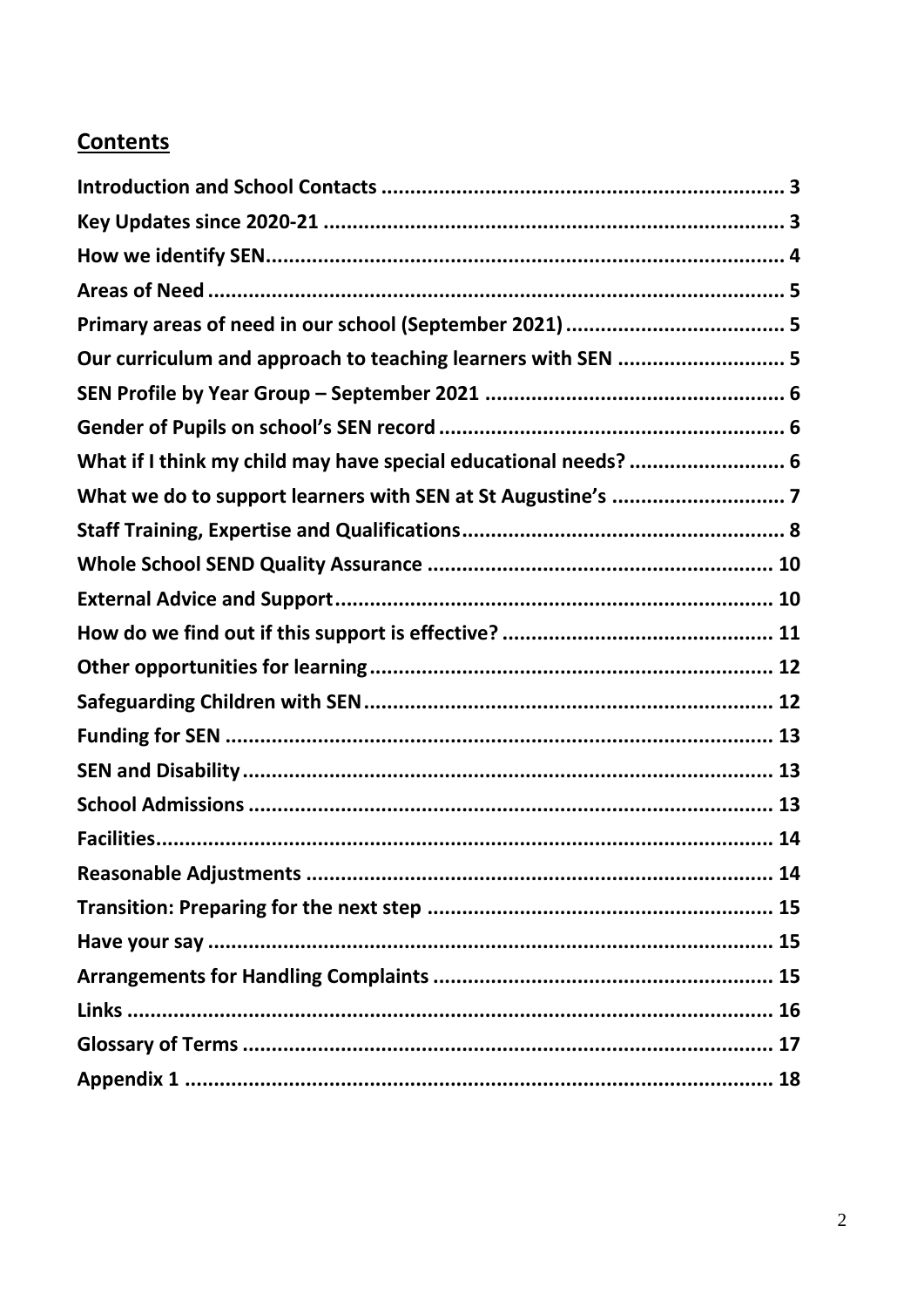## Contents

Introduction and School Contacts ..................................................................... 3
Key Updates since 2020-21 ................................................................................ 3
How we identify SEN.......................................................................................... 4
Areas of Need .................................................................................................... 5
Primary areas of need in our school (September 2021) ..................................... 5
Our curriculum and approach to teaching learners with SEN ............................ 5
SEN Profile by Year Group – September 2021 .................................................. 6
Gender of Pupils on school's SEN record .......................................................... 6
What if I think my child may have special educational needs? .......................... 6
What we do to support learners with SEN at St Augustine's ............................. 7
Staff Training, Expertise and Qualifications ....................................................... 8
Whole School SEND Quality Assurance .......................................................... 10
External Advice and Support ........................................................................... 10
How do we find out if this support is effective? ............................................... 11
Other opportunities for learning ....................................................................... 12
Safeguarding Children with SEN ...................................................................... 12
Funding for SEN ............................................................................................... 13
SEN and Disability ............................................................................................ 13
School Admissions ........................................................................................... 13
Facilities ........................................................................................................... 14
Reasonable Adjustments .................................................................................. 14
Transition: Preparing for the next step ............................................................ 15
Have your say .................................................................................................. 15
Arrangements for Handling Complaints ........................................................... 15
Links ................................................................................................................. 16
Glossary of Terms ............................................................................................ 17
Appendix 1 ....................................................................................................... 18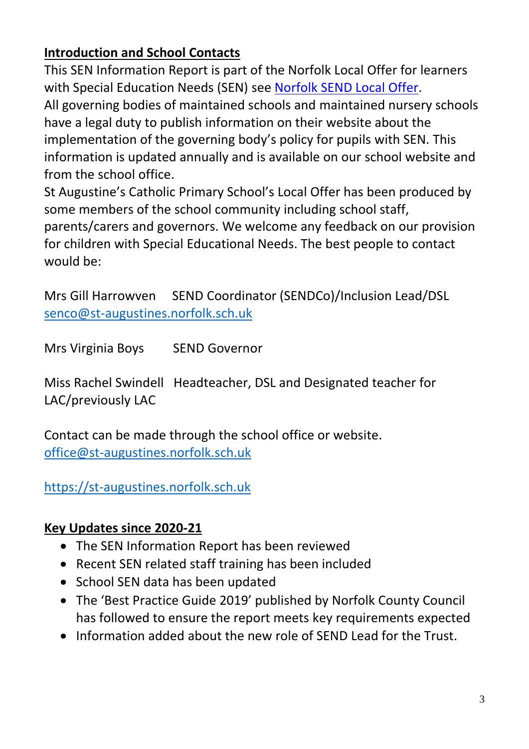## **Introduction and School Contacts**

This SEN Information Report is part of the Norfolk Local Offer for learners with Special Education Needs (SEN) see [Norfolk SEND Local Offer](Norfolk SEND Local Offer).

All governing bodies of maintained schools and maintained nursery schools have a legal duty to publish information on their website about the implementation of the governing body's policy for pupils with SEN. This information is updated annually and is available on our school website and from the school office.

St Augustine's Catholic Primary School's Local Offer has been produced by some members of the school community including school staff, parents/carers and governors. We welcome any feedback on our provision for children with Special Educational Needs. The best people to contact would be:

Mrs Gill Harrowven SEND Coordinator (SENDCo)/Inclusion Lead/DSL
senco@st-augustines.norfolk.sch.uk

Mrs Virginia Boys SEND Governor

Miss Rachel Swindell Headteacher, DSL and Designated teacher for LAC/previously LAC

Contact can be made through the school office or website.
office@st-augustines.norfolk.sch.uk

https://st-augustines.norfolk.sch.uk

## **Key Updates since 2020-21**

- The SEN Information Report has been reviewed
- Recent SEN related staff training has been included
- School SEN data has been updated
- The 'Best Practice Guide 2019' published by Norfolk County Council has followed to ensure the report meets key requirements expected
- Information added about the new role of SEND Lead for the Trust.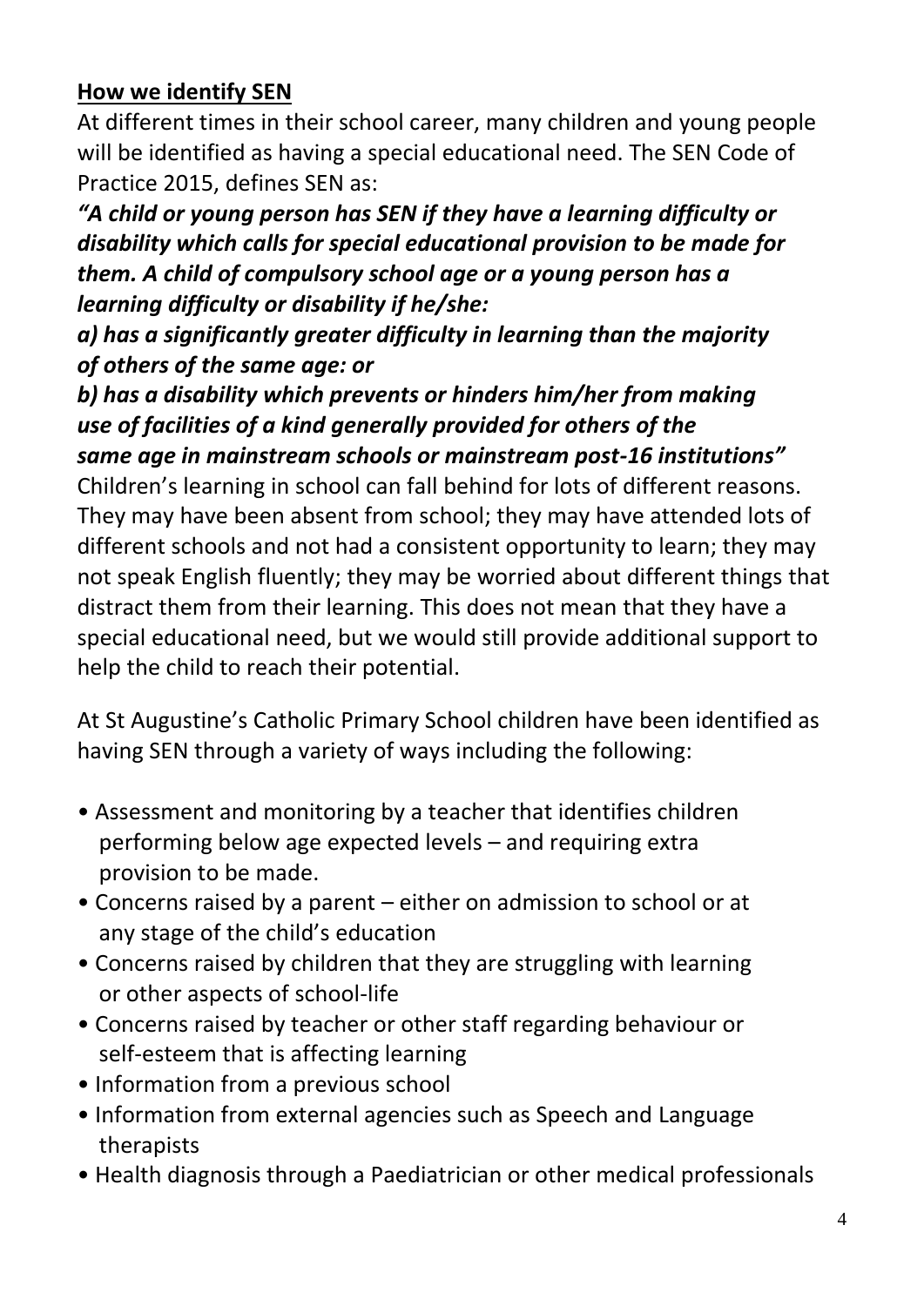## How we identify SEN

At different times in their school career, many children and young people will be identified as having a special educational need. The SEN Code of Practice 2015, defines SEN as:

***"A child or young person has SEN if they have a learning difficulty or disability which calls for special educational provision to be made for them. A child of compulsory school age or a young person has a learning difficulty or disability if he/she:***

***a) has a significantly greater difficulty in learning than the majority of others of the same age: or***

***b) has a disability which prevents or hinders him/her from making use of facilities of a kind generally provided for others of the same age in mainstream schools or mainstream post-16 institutions"***

Children's learning in school can fall behind for lots of different reasons. They may have been absent from school; they may have attended lots of different schools and not had a consistent opportunity to learn; they may not speak English fluently; they may be worried about different things that distract them from their learning. This does not mean that they have a special educational need, but we would still provide additional support to help the child to reach their potential.

At St Augustine's Catholic Primary School children have been identified as having SEN through a variety of ways including the following:

- Assessment and monitoring by a teacher that identifies children performing below age expected levels – and requiring extra provision to be made.
- Concerns raised by a parent – either on admission to school or at any stage of the child's education
- Concerns raised by children that they are struggling with learning or other aspects of school-life
- Concerns raised by teacher or other staff regarding behaviour or self-esteem that is affecting learning
- Information from a previous school
- Information from external agencies such as Speech and Language therapists
- Health diagnosis through a Paediatrician or other medical professionals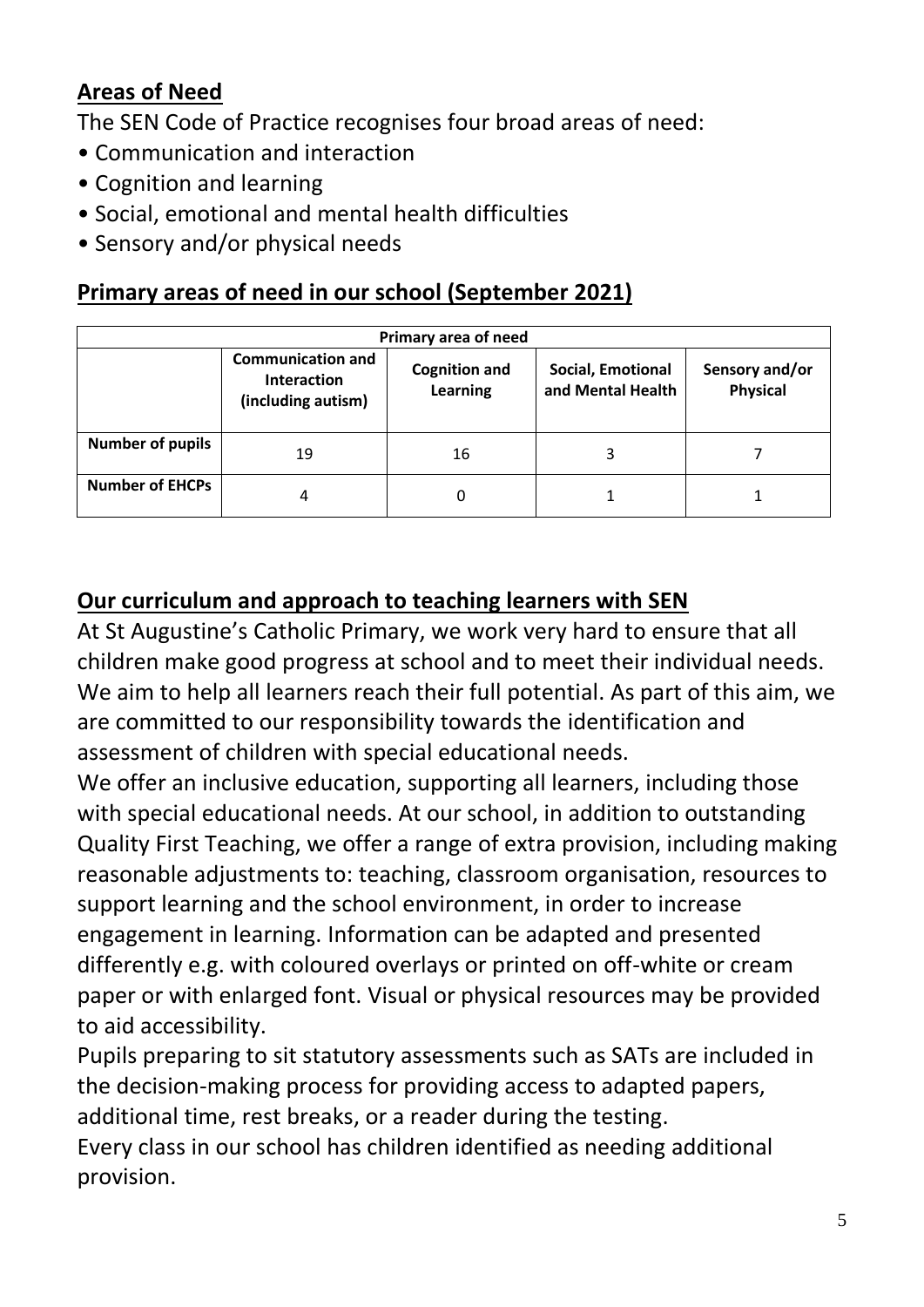## Areas of Need

The SEN Code of Practice recognises four broad areas of need:

- Communication and interaction
- Cognition and learning
- Social, emotional and mental health difficulties
- Sensory and/or physical needs

## Primary areas of need in our school (September 2021)

| Primary area of need | | | | |
|---|---|---|---|---|
| | **Communication and Interaction (including autism)** | **Cognition and Learning** | **Social, Emotional and Mental Health** | **Sensory and/or Physical** |
| **Number of pupils** | 19 | 16 | 3 | 7 |
| **Number of EHCPs** | 4 | 0 | 1 | 1 |

## Our curriculum and approach to teaching learners with SEN

At St Augustine's Catholic Primary, we work very hard to ensure that all children make good progress at school and to meet their individual needs. We aim to help all learners reach their full potential. As part of this aim, we are committed to our responsibility towards the identification and assessment of children with special educational needs.

We offer an inclusive education, supporting all learners, including those with special educational needs. At our school, in addition to outstanding Quality First Teaching, we offer a range of extra provision, including making reasonable adjustments to: teaching, classroom organisation, resources to support learning and the school environment, in order to increase engagement in learning. Information can be adapted and presented differently e.g. with coloured overlays or printed on off-white or cream paper or with enlarged font. Visual or physical resources may be provided to aid accessibility.

Pupils preparing to sit statutory assessments such as SATs are included in the decision-making process for providing access to adapted papers, additional time, rest breaks, or a reader during the testing.

Every class in our school has children identified as needing additional provision.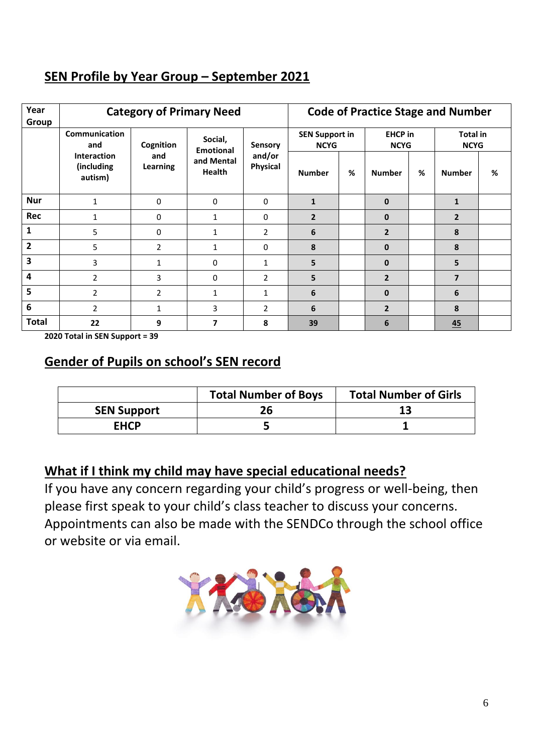## SEN Profile by Year Group – September 2021

| Year Group | Category of Primary Need | | | | Code of Practice Stage and Number | | | | | |
|---|---|---|---|---|---|---|---|---|---|---|
| | Communication and Interaction (including autism) | Cognition and Learning | Social, Emotional and Mental Health | Sensory and/or Physical | SEN Support in NCYG | | EHCP in NCYG | | Total in NCYG | |
| | | | | | Number | % | Number | % | Number | % |
| Nur | 1 | 0 | 0 | 0 | **1** | | **0** | | **1** | |
| Rec | 1 | 0 | 1 | 0 | **2** | | **0** | | **2** | |
| 1 | 5 | 0 | 1 | 2 | **6** | | **2** | | **8** | |
| 2 | 5 | 2 | 1 | 0 | **8** | | **0** | | **8** | |
| 3 | 3 | 1 | 0 | 1 | **5** | | **0** | | **5** | |
| 4 | 2 | 3 | 0 | 2 | **5** | | **2** | | **7** | |
| 5 | 2 | 2 | 1 | 1 | **6** | | **0** | | **6** | |
| 6 | 2 | 1 | 3 | 2 | **6** | | **2** | | **8** | |
| **Total** | **22** | **9** | **7** | **8** | **39** | | **6** | | **45** | |

**2020 Total in SEN Support = 39**

## Gender of Pupils on school's SEN record

| | Total Number of Boys | Total Number of Girls |
|---|---|---|
| **SEN Support** | **26** | **13** |
| **EHCP** | **5** | **1** |

## What if I think my child may have special educational needs?

If you have any concern regarding your child's progress or well-being, then please first speak to your child's class teacher to discuss your concerns. Appointments can also be made with the SENDCo through the school office or website or via email.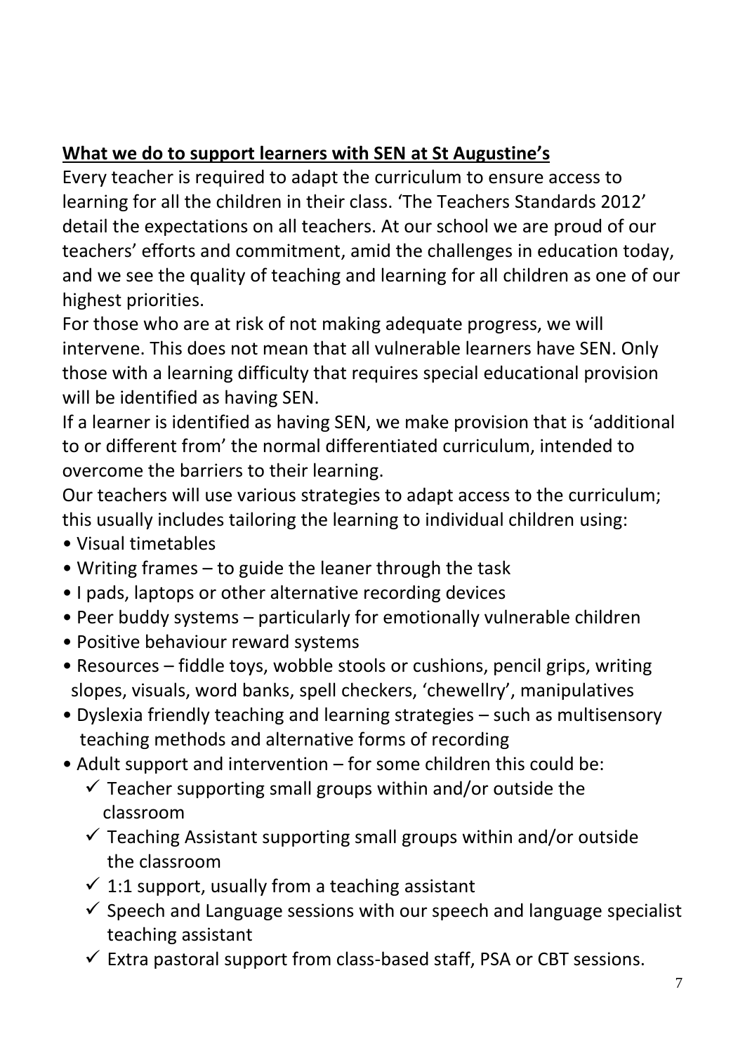**<u>What we do to support learners with SEN at St Augustine's</u>**

Every teacher is required to adapt the curriculum to ensure access to learning for all the children in their class. 'The Teachers Standards 2012' detail the expectations on all teachers. At our school we are proud of our teachers' efforts and commitment, amid the challenges in education today, and we see the quality of teaching and learning for all children as one of our highest priorities.

For those who are at risk of not making adequate progress, we will intervene. This does not mean that all vulnerable learners have SEN. Only those with a learning difficulty that requires special educational provision will be identified as having SEN.

If a learner is identified as having SEN, we make provision that is 'additional to or different from' the normal differentiated curriculum, intended to overcome the barriers to their learning.

Our teachers will use various strategies to adapt access to the curriculum; this usually includes tailoring the learning to individual children using:

- Visual timetables
- Writing frames – to guide the leaner through the task
- I pads, laptops or other alternative recording devices
- Peer buddy systems – particularly for emotionally vulnerable children
- Positive behaviour reward systems
- Resources – fiddle toys, wobble stools or cushions, pencil grips, writing slopes, visuals, word banks, spell checkers, 'chewellry', manipulatives
- Dyslexia friendly teaching and learning strategies – such as multisensory teaching methods and alternative forms of recording
- Adult support and intervention – for some children this could be:
  - ✓ Teacher supporting small groups within and/or outside the classroom
  - ✓ Teaching Assistant supporting small groups within and/or outside the classroom
  - ✓ 1:1 support, usually from a teaching assistant
  - ✓ Speech and Language sessions with our speech and language specialist teaching assistant
  - ✓ Extra pastoral support from class-based staff, PSA or CBT sessions.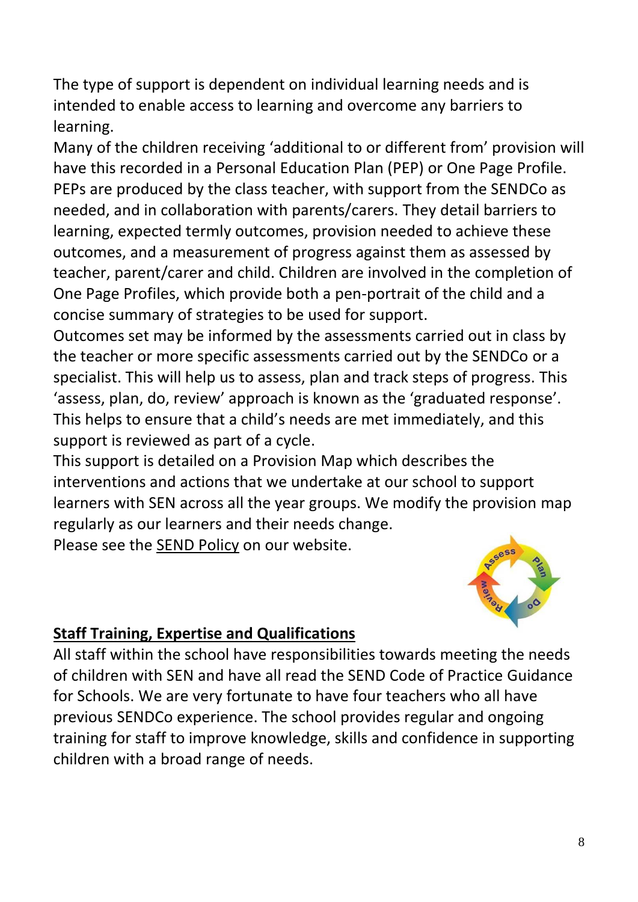The type of support is dependent on individual learning needs and is intended to enable access to learning and overcome any barriers to learning.

Many of the children receiving 'additional to or different from' provision will have this recorded in a Personal Education Plan (PEP) or One Page Profile. PEPs are produced by the class teacher, with support from the SENDCo as needed, and in collaboration with parents/carers. They detail barriers to learning, expected termly outcomes, provision needed to achieve these outcomes, and a measurement of progress against them as assessed by teacher, parent/carer and child. Children are involved in the completion of One Page Profiles, which provide both a pen-portrait of the child and a concise summary of strategies to be used for support.

Outcomes set may be informed by the assessments carried out in class by the teacher or more specific assessments carried out by the SENDCo or a specialist. This will help us to assess, plan and track steps of progress. This 'assess, plan, do, review' approach is known as the 'graduated response'. This helps to ensure that a child's needs are met immediately, and this support is reviewed as part of a cycle.

This support is detailed on a Provision Map which describes the interventions and actions that we undertake at our school to support learners with SEN across all the year groups. We modify the provision map regularly as our learners and their needs change.

Please see the SEND Policy on our website.

## Staff Training, Expertise and Qualifications

All staff within the school have responsibilities towards meeting the needs of children with SEN and have all read the SEND Code of Practice Guidance for Schools. We are very fortunate to have four teachers who all have previous SENDCo experience. The school provides regular and ongoing training for staff to improve knowledge, skills and confidence in supporting children with a broad range of needs.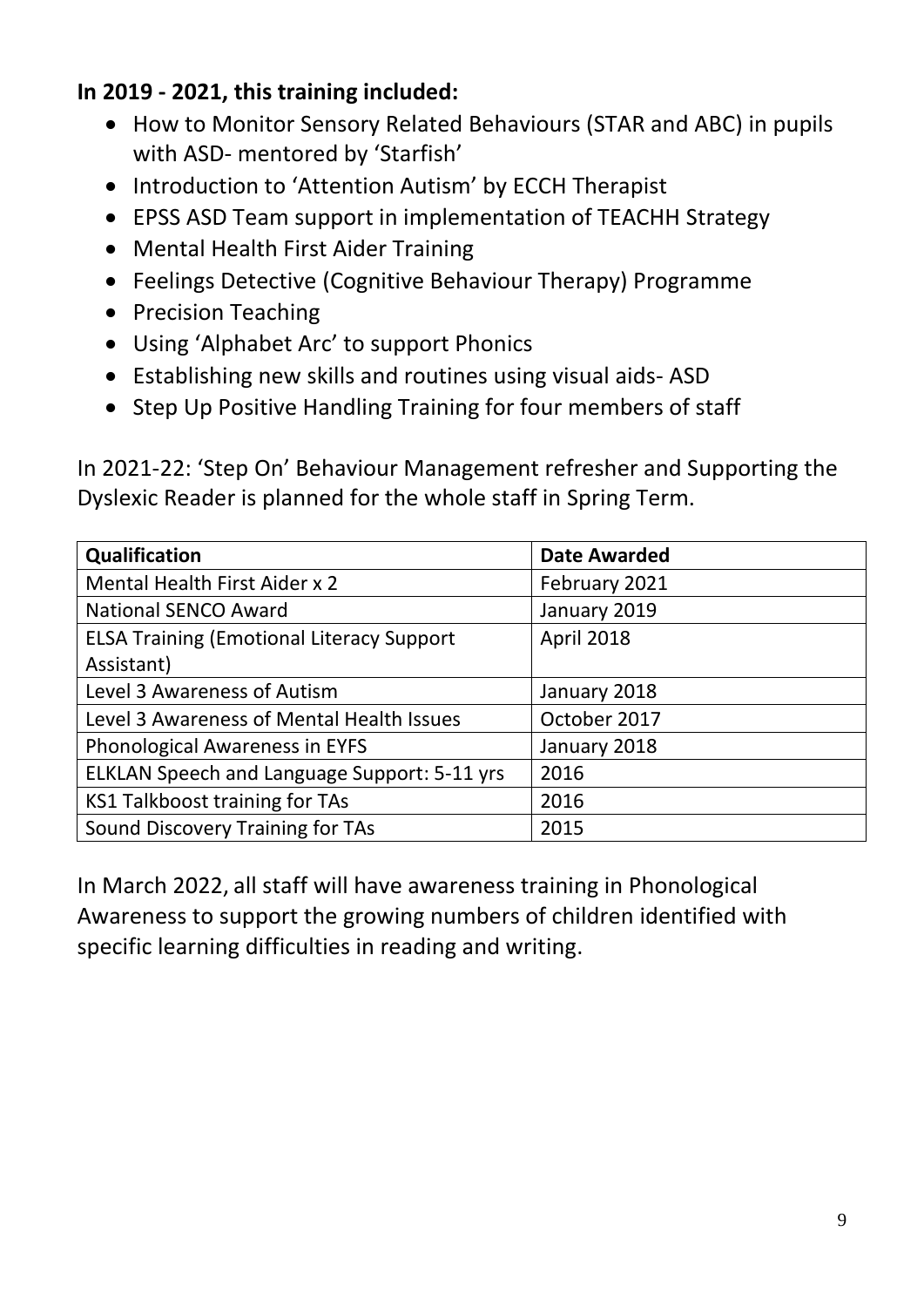**In 2019 - 2021, this training included:**

- How to Monitor Sensory Related Behaviours (STAR and ABC) in pupils with ASD- mentored by 'Starfish'
- Introduction to 'Attention Autism' by ECCH Therapist
- EPSS ASD Team support in implementation of TEACHH Strategy
- Mental Health First Aider Training
- Feelings Detective (Cognitive Behaviour Therapy) Programme
- Precision Teaching
- Using 'Alphabet Arc' to support Phonics
- Establishing new skills and routines using visual aids- ASD
- Step Up Positive Handling Training for four members of staff

In 2021-22: 'Step On' Behaviour Management refresher and Supporting the Dyslexic Reader is planned for the whole staff in Spring Term.

| Qualification | Date Awarded |
|---|---|
| Mental Health First Aider x 2 | February 2021 |
| National SENCO Award | January 2019 |
| ELSA Training (Emotional Literacy Support Assistant) | April 2018 |
| Level 3 Awareness of Autism | January 2018 |
| Level 3 Awareness of Mental Health Issues | October 2017 |
| Phonological Awareness in EYFS | January 2018 |
| ELKLAN Speech and Language Support: 5-11 yrs | 2016 |
| KS1 Talkboost training for TAs | 2016 |
| Sound Discovery Training for TAs | 2015 |

In March 2022, all staff will have awareness training in Phonological Awareness to support the growing numbers of children identified with specific learning difficulties in reading and writing.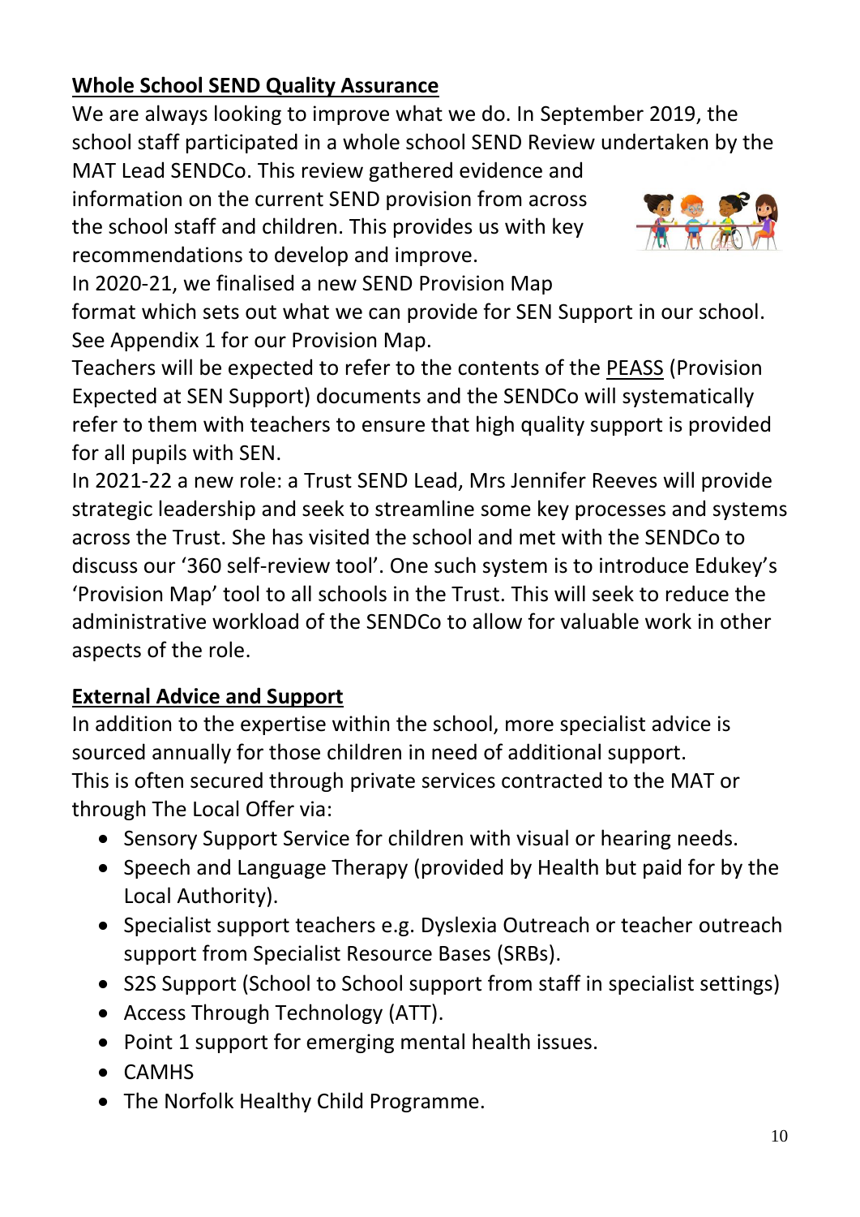## **Whole School SEND Quality Assurance**

We are always looking to improve what we do. In September 2019, the school staff participated in a whole school SEND Review undertaken by the MAT Lead SENDCo. This review gathered evidence and information on the current SEND provision from across the school staff and children. This provides us with key recommendations to develop and improve.

In 2020-21, we finalised a new SEND Provision Map format which sets out what we can provide for SEN Support in our school. See Appendix 1 for our Provision Map.

Teachers will be expected to refer to the contents of the PEASS (Provision Expected at SEN Support) documents and the SENDCo will systematically refer to them with teachers to ensure that high quality support is provided for all pupils with SEN.

In 2021-22 a new role: a Trust SEND Lead, Mrs Jennifer Reeves will provide strategic leadership and seek to streamline some key processes and systems across the Trust. She has visited the school and met with the SENDCo to discuss our '360 self-review tool'. One such system is to introduce Edukey's 'Provision Map' tool to all schools in the Trust. This will seek to reduce the administrative workload of the SENDCo to allow for valuable work in other aspects of the role.

## **External Advice and Support**

In addition to the expertise within the school, more specialist advice is sourced annually for those children in need of additional support.

This is often secured through private services contracted to the MAT or through The Local Offer via:

- Sensory Support Service for children with visual or hearing needs.
- Speech and Language Therapy (provided by Health but paid for by the Local Authority).
- Specialist support teachers e.g. Dyslexia Outreach or teacher outreach support from Specialist Resource Bases (SRBs).
- S2S Support (School to School support from staff in specialist settings)
- Access Through Technology (ATT).
- Point 1 support for emerging mental health issues.
- CAMHS
- The Norfolk Healthy Child Programme.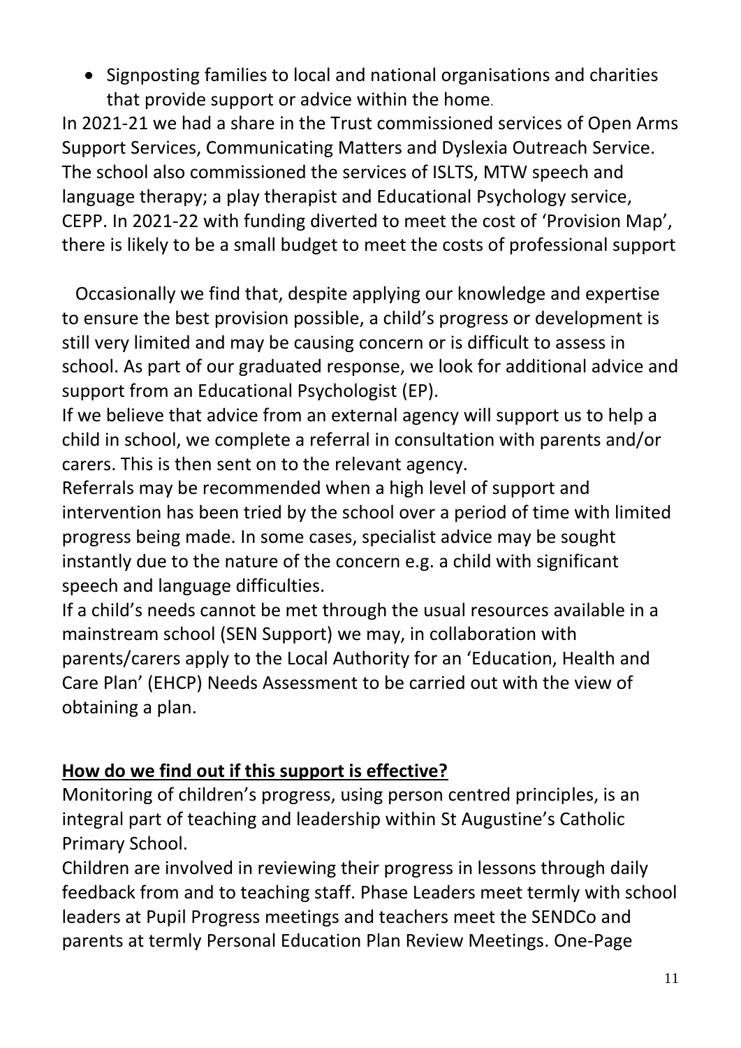- Signposting families to local and national organisations and charities that provide support or advice within the home.

In 2021-21 we had a share in the Trust commissioned services of Open Arms Support Services, Communicating Matters and Dyslexia Outreach Service. The school also commissioned the services of ISLTS, MTW speech and language therapy; a play therapist and Educational Psychology service, CEPP. In 2021-22 with funding diverted to meet the cost of 'Provision Map', there is likely to be a small budget to meet the costs of professional support

Occasionally we find that, despite applying our knowledge and expertise to ensure the best provision possible, a child's progress or development is still very limited and may be causing concern or is difficult to assess in school. As part of our graduated response, we look for additional advice and support from an Educational Psychologist (EP).

If we believe that advice from an external agency will support us to help a child in school, we complete a referral in consultation with parents and/or carers. This is then sent on to the relevant agency.

Referrals may be recommended when a high level of support and intervention has been tried by the school over a period of time with limited progress being made. In some cases, specialist advice may be sought instantly due to the nature of the concern e.g. a child with significant speech and language difficulties.

If a child's needs cannot be met through the usual resources available in a mainstream school (SEN Support) we may, in collaboration with parents/carers apply to the Local Authority for an 'Education, Health and Care Plan' (EHCP) Needs Assessment to be carried out with the view of obtaining a plan.

**<u>How do we find out if this support is effective?</u>**

Monitoring of children's progress, using person centred principles, is an integral part of teaching and leadership within St Augustine's Catholic Primary School.

Children are involved in reviewing their progress in lessons through daily feedback from and to teaching staff. Phase Leaders meet termly with school leaders at Pupil Progress meetings and teachers meet the SENDCo and parents at termly Personal Education Plan Review Meetings. One-Page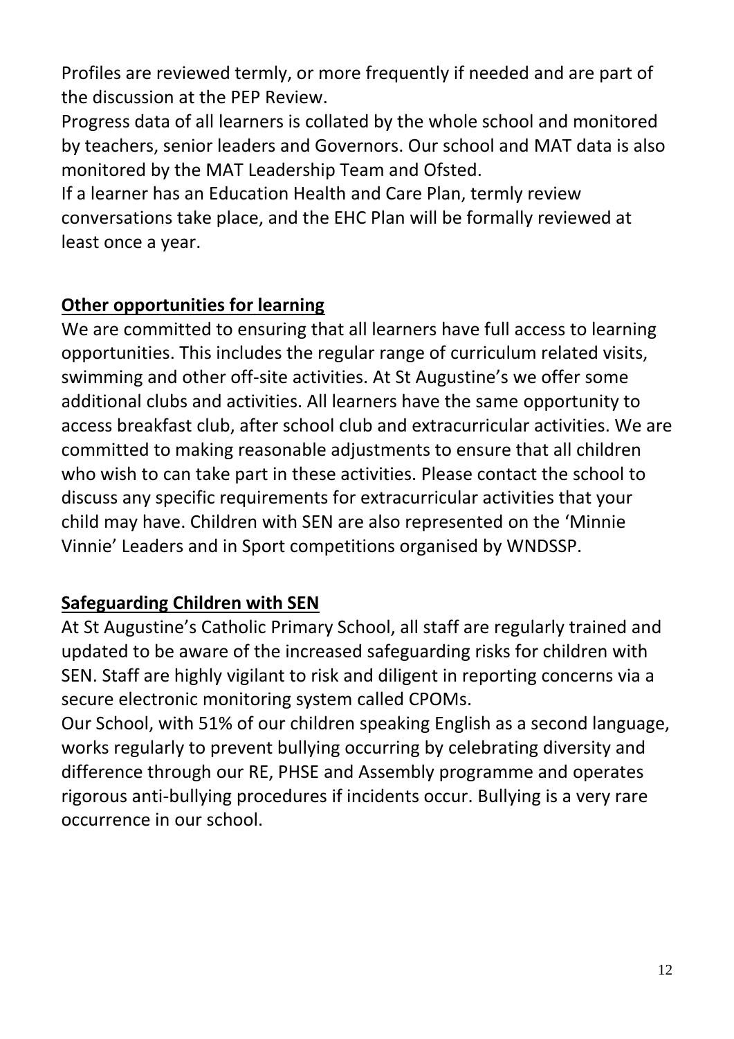Profiles are reviewed termly, or more frequently if needed and are part of the discussion at the PEP Review.

Progress data of all learners is collated by the whole school and monitored by teachers, senior leaders and Governors. Our school and MAT data is also monitored by the MAT Leadership Team and Ofsted.

If a learner has an Education Health and Care Plan, termly review conversations take place, and the EHC Plan will be formally reviewed at least once a year.

## Other opportunities for learning

We are committed to ensuring that all learners have full access to learning opportunities. This includes the regular range of curriculum related visits, swimming and other off-site activities. At St Augustine's we offer some additional clubs and activities. All learners have the same opportunity to access breakfast club, after school club and extracurricular activities. We are committed to making reasonable adjustments to ensure that all children who wish to can take part in these activities. Please contact the school to discuss any specific requirements for extracurricular activities that your child may have. Children with SEN are also represented on the 'Minnie Vinnie' Leaders and in Sport competitions organised by WNDSSP.

## Safeguarding Children with SEN

At St Augustine's Catholic Primary School, all staff are regularly trained and updated to be aware of the increased safeguarding risks for children with SEN. Staff are highly vigilant to risk and diligent in reporting concerns via a secure electronic monitoring system called CPOMs.

Our School, with 51% of our children speaking English as a second language, works regularly to prevent bullying occurring by celebrating diversity and difference through our RE, PHSE and Assembly programme and operates rigorous anti-bullying procedures if incidents occur. Bullying is a very rare occurrence in our school.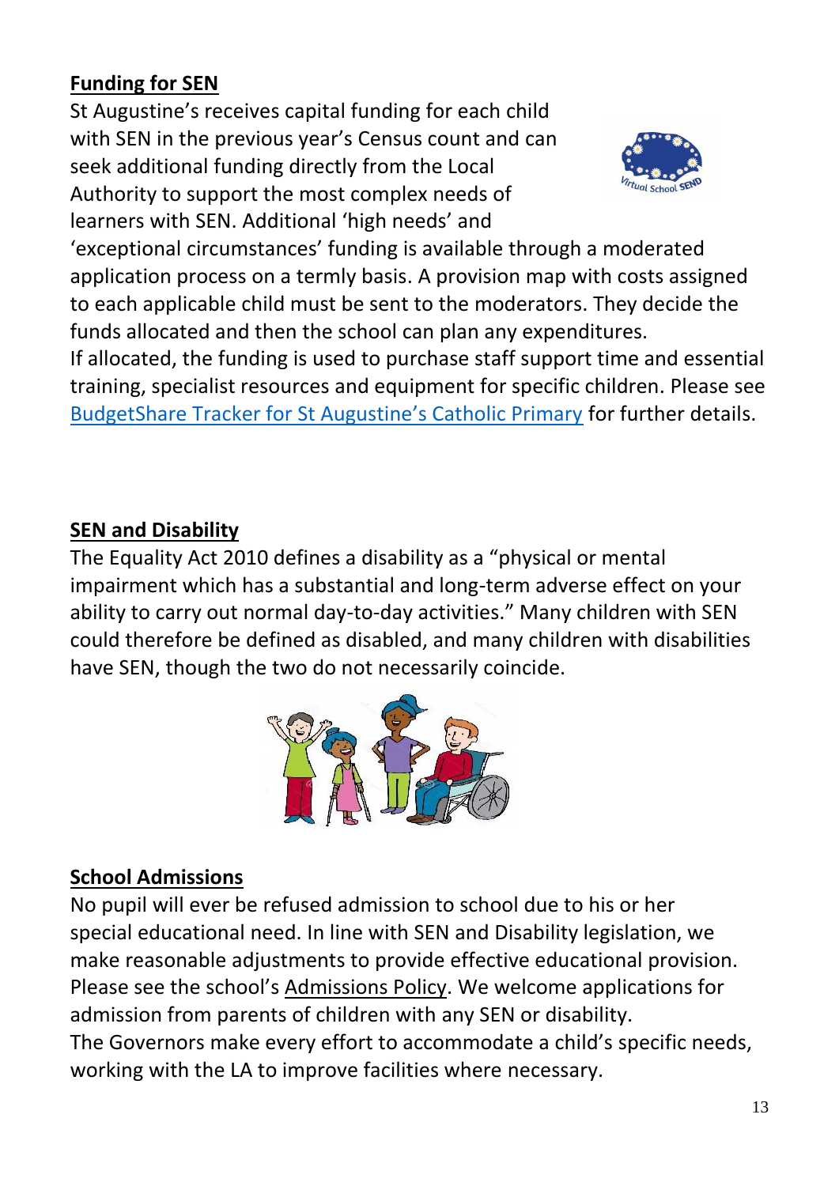## Funding for SEN

St Augustine's receives capital funding for each child with SEN in the previous year's Census count and can seek additional funding directly from the Local Authority to support the most complex needs of learners with SEN. Additional 'high needs' and 'exceptional circumstances' funding is available through a moderated application process on a termly basis. A provision map with costs assigned to each applicable child must be sent to the moderators. They decide the funds allocated and then the school can plan any expenditures.

If allocated, the funding is used to purchase staff support time and essential training, specialist resources and equipment for specific children. Please see BudgetShare Tracker for St Augustine's Catholic Primary for further details.

## SEN and Disability

The Equality Act 2010 defines a disability as a "physical or mental impairment which has a substantial and long-term adverse effect on your ability to carry out normal day-to-day activities." Many children with SEN could therefore be defined as disabled, and many children with disabilities have SEN, though the two do not necessarily coincide.

## School Admissions

No pupil will ever be refused admission to school due to his or her special educational need. In line with SEN and Disability legislation, we make reasonable adjustments to provide effective educational provision. Please see the school's Admissions Policy. We welcome applications for admission from parents of children with any SEN or disability.

The Governors make every effort to accommodate a child's specific needs, working with the LA to improve facilities where necessary.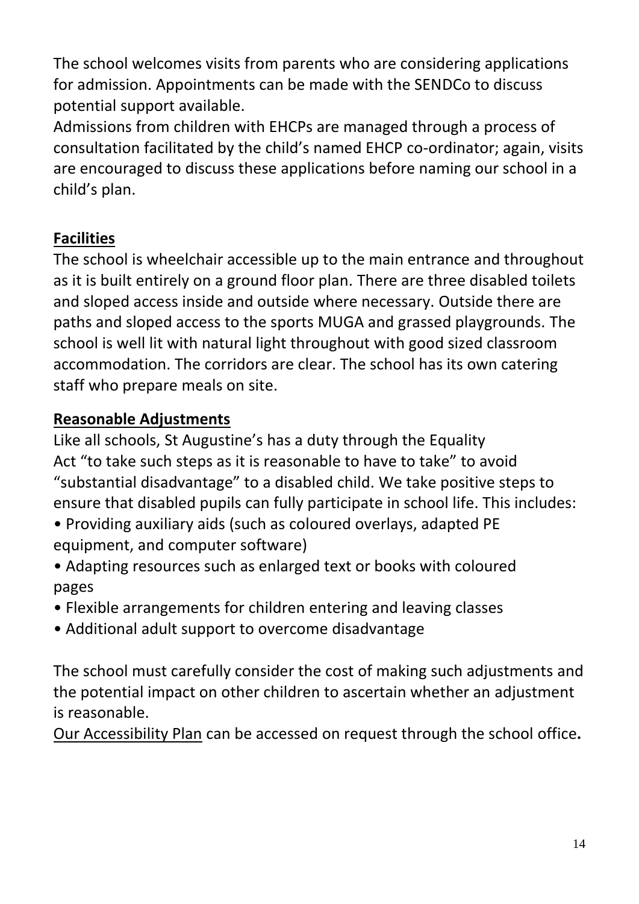The school welcomes visits from parents who are considering applications for admission. Appointments can be made with the SENDCo to discuss potential support available.

Admissions from children with EHCPs are managed through a process of consultation facilitated by the child's named EHCP co-ordinator; again, visits are encouraged to discuss these applications before naming our school in a child's plan.

## Facilities

The school is wheelchair accessible up to the main entrance and throughout as it is built entirely on a ground floor plan. There are three disabled toilets and sloped access inside and outside where necessary. Outside there are paths and sloped access to the sports MUGA and grassed playgrounds. The school is well lit with natural light throughout with good sized classroom accommodation. The corridors are clear. The school has its own catering staff who prepare meals on site.

## Reasonable Adjustments

Like all schools, St Augustine's has a duty through the Equality Act "to take such steps as it is reasonable to have to take" to avoid "substantial disadvantage" to a disabled child. We take positive steps to ensure that disabled pupils can fully participate in school life. This includes:

- Providing auxiliary aids (such as coloured overlays, adapted PE equipment, and computer software)
- Adapting resources such as enlarged text or books with coloured pages
- Flexible arrangements for children entering and leaving classes
- Additional adult support to overcome disadvantage

The school must carefully consider the cost of making such adjustments and the potential impact on other children to ascertain whether an adjustment is reasonable.

Our Accessibility Plan can be accessed on request through the school office**.**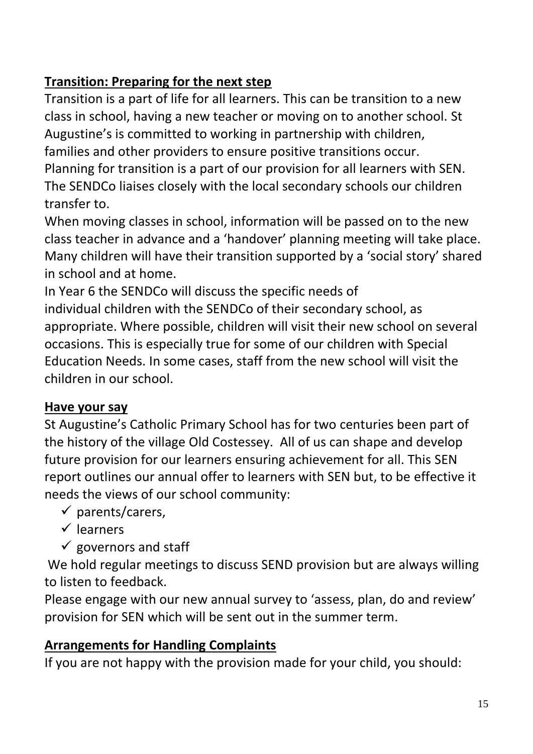**Transition: Preparing for the next step**

Transition is a part of life for all learners. This can be transition to a new class in school, having a new teacher or moving on to another school. St Augustine's is committed to working in partnership with children, families and other providers to ensure positive transitions occur.

Planning for transition is a part of our provision for all learners with SEN. The SENDCo liaises closely with the local secondary schools our children transfer to.

When moving classes in school, information will be passed on to the new class teacher in advance and a 'handover' planning meeting will take place. Many children will have their transition supported by a 'social story' shared in school and at home.

In Year 6 the SENDCo will discuss the specific needs of individual children with the SENDCo of their secondary school, as appropriate. Where possible, children will visit their new school on several occasions. This is especially true for some of our children with Special Education Needs. In some cases, staff from the new school will visit the children in our school.

**Have your say**

St Augustine's Catholic Primary School has for two centuries been part of the history of the village Old Costessey. All of us can shape and develop future provision for our learners ensuring achievement for all. This SEN report outlines our annual offer to learners with SEN but, to be effective it needs the views of our school community:

- ✓ parents/carers,
- ✓ learners
- ✓ governors and staff

We hold regular meetings to discuss SEND provision but are always willing to listen to feedback.

Please engage with our new annual survey to 'assess, plan, do and review' provision for SEN which will be sent out in the summer term.

**Arrangements for Handling Complaints**

If you are not happy with the provision made for your child, you should: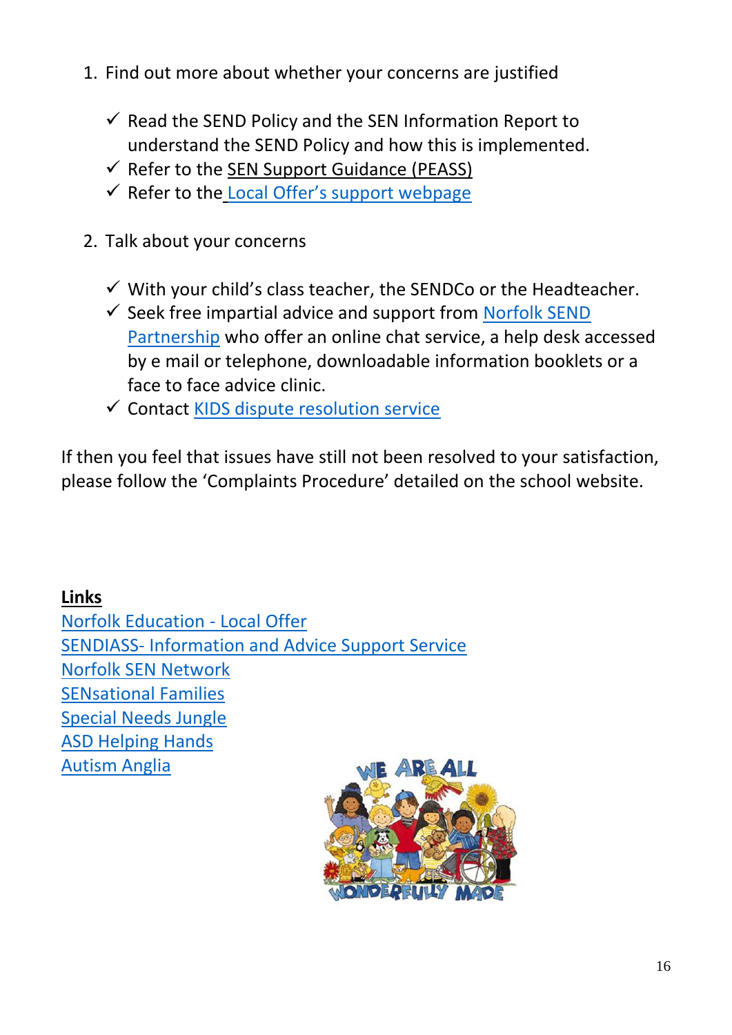1. Find out more about whether your concerns are justified

   - ✓ Read the SEND Policy and the SEN Information Report to understand the SEND Policy and how this is implemented.
   - ✓ Refer to the SEN Support Guidance (PEASS)
   - ✓ Refer to the Local Offer's support webpage

2. Talk about your concerns

   - ✓ With your child's class teacher, the SENDCo or the Headteacher.
   - ✓ Seek free impartial advice and support from Norfolk SEND Partnership who offer an online chat service, a help desk accessed by e mail or telephone, downloadable information booklets or a face to face advice clinic.
   - ✓ Contact KIDS dispute resolution service

If then you feel that issues have still not been resolved to your satisfaction, please follow the 'Complaints Procedure' detailed on the school website.

**Links**

Norfolk Education - Local Offer
SENDIASS- Information and Advice Support Service
Norfolk SEN Network
SENsational Families
Special Needs Jungle
ASD Helping Hands
Autism Anglia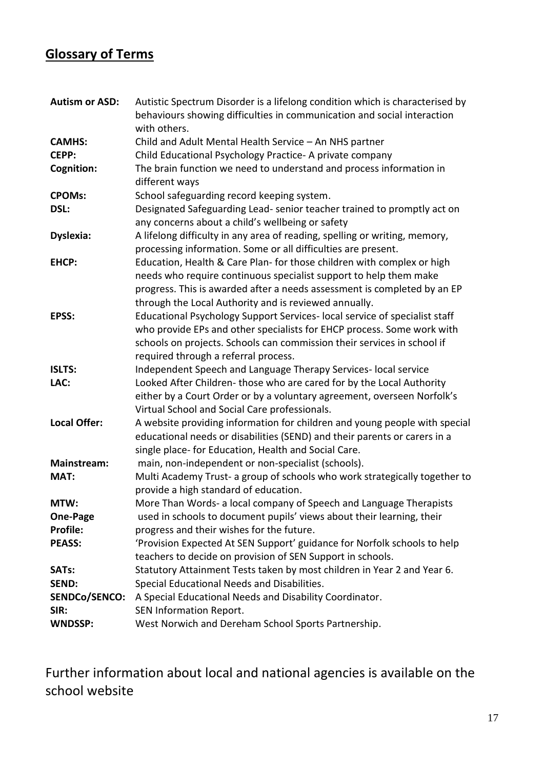## Glossary of Terms

**Autism or ASD:** Autistic Spectrum Disorder is a lifelong condition which is characterised by behaviours showing difficulties in communication and social interaction with others.

**CAMHS:** Child and Adult Mental Health Service – An NHS partner

**CEPP:** Child Educational Psychology Practice- A private company

**Cognition:** The brain function we need to understand and process information in different ways

**CPOMs:** School safeguarding record keeping system.

**DSL:** Designated Safeguarding Lead- senior teacher trained to promptly act on any concerns about a child's wellbeing or safety

**Dyslexia:** A lifelong difficulty in any area of reading, spelling or writing, memory, processing information. Some or all difficulties are present.

**EHCP:** Education, Health & Care Plan- for those children with complex or high needs who require continuous specialist support to help them make progress. This is awarded after a needs assessment is completed by an EP through the Local Authority and is reviewed annually.

**EPSS:** Educational Psychology Support Services- local service of specialist staff who provide EPs and other specialists for EHCP process. Some work with schools on projects. Schools can commission their services in school if required through a referral process.

**ISLTS:** Independent Speech and Language Therapy Services- local service

**LAC:** Looked After Children- those who are cared for by the Local Authority either by a Court Order or by a voluntary agreement, overseen Norfolk's Virtual School and Social Care professionals.

**Local Offer:** A website providing information for children and young people with special educational needs or disabilities (SEND) and their parents or carers in a single place- for Education, Health and Social Care.

**Mainstream:** main, non-independent or non-specialist (schools).

**MAT:** Multi Academy Trust- a group of schools who work strategically together to provide a high standard of education.

**MTW:** More Than Words- a local company of Speech and Language Therapists

**One-Page Profile:** used in schools to document pupils' views about their learning, their progress and their wishes for the future.

**PEASS:** 'Provision Expected At SEN Support' guidance for Norfolk schools to help teachers to decide on provision of SEN Support in schools.

**SATs:** Statutory Attainment Tests taken by most children in Year 2 and Year 6.

**SEND:** Special Educational Needs and Disabilities.

**SENDCo/SENCO:** A Special Educational Needs and Disability Coordinator.

**SIR:** SEN Information Report.

**WNDSSP:** West Norwich and Dereham School Sports Partnership.

Further information about local and national agencies is available on the school website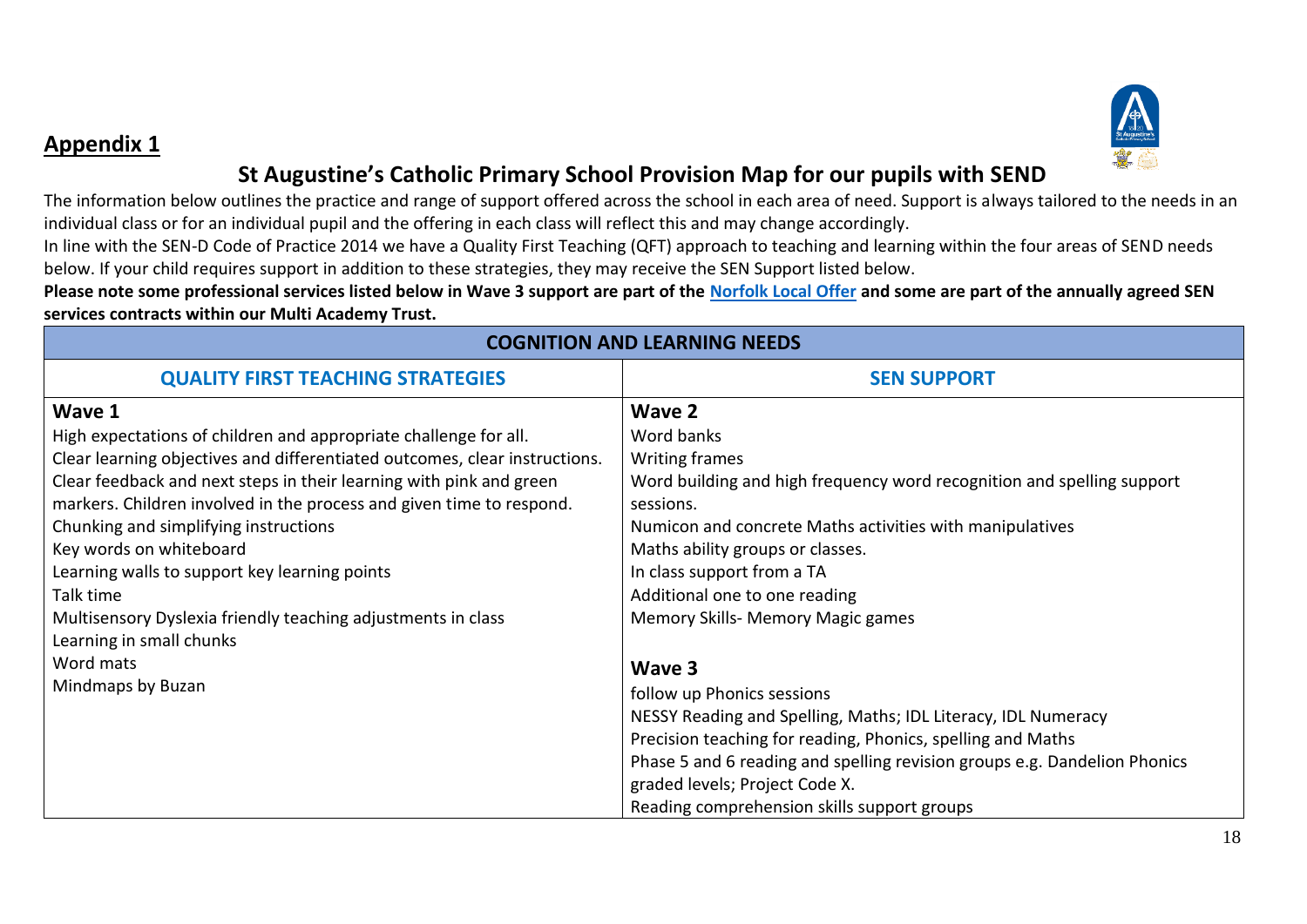## Appendix 1

# St Augustine's Catholic Primary School Provision Map for our pupils with SEND

The information below outlines the practice and range of support offered across the school in each area of need. Support is always tailored to the needs in an individual class or for an individual pupil and the offering in each class will reflect this and may change accordingly.

In line with the SEN-D Code of Practice 2014 we have a Quality First Teaching (QFT) approach to teaching and learning within the four areas of SEND needs below. If your child requires support in addition to these strategies, they may receive the SEN Support listed below.

**Please note some professional services listed below in Wave 3 support are part of the Norfolk Local Offer and some are part of the annually agreed SEN services contracts within our Multi Academy Trust.**

| COGNITION AND LEARNING NEEDS | |
|---|---|
| **QUALITY FIRST TEACHING STRATEGIES** | **SEN SUPPORT** |
| **Wave 1**<br>High expectations of children and appropriate challenge for all.<br>Clear learning objectives and differentiated outcomes, clear instructions.<br>Clear feedback and next steps in their learning with pink and green markers. Children involved in the process and given time to respond.<br>Chunking and simplifying instructions<br>Key words on whiteboard<br>Learning walls to support key learning points<br>Talk time<br>Multisensory Dyslexia friendly teaching adjustments in class<br>Learning in small chunks<br>Word mats<br>Mindmaps by Buzan | **Wave 2**<br>Word banks<br>Writing frames<br>Word building and high frequency word recognition and spelling support sessions.<br>Numicon and concrete Maths activities with manipulatives<br>Maths ability groups or classes.<br>In class support from a TA<br>Additional one to one reading<br>Memory Skills- Memory Magic games<br><br>**Wave 3**<br>follow up Phonics sessions<br>NESSY Reading and Spelling, Maths; IDL Literacy, IDL Numeracy<br>Precision teaching for reading, Phonics, spelling and Maths<br>Phase 5 and 6 reading and spelling revision groups e.g. Dandelion Phonics graded levels; Project Code X.<br>Reading comprehension skills support groups |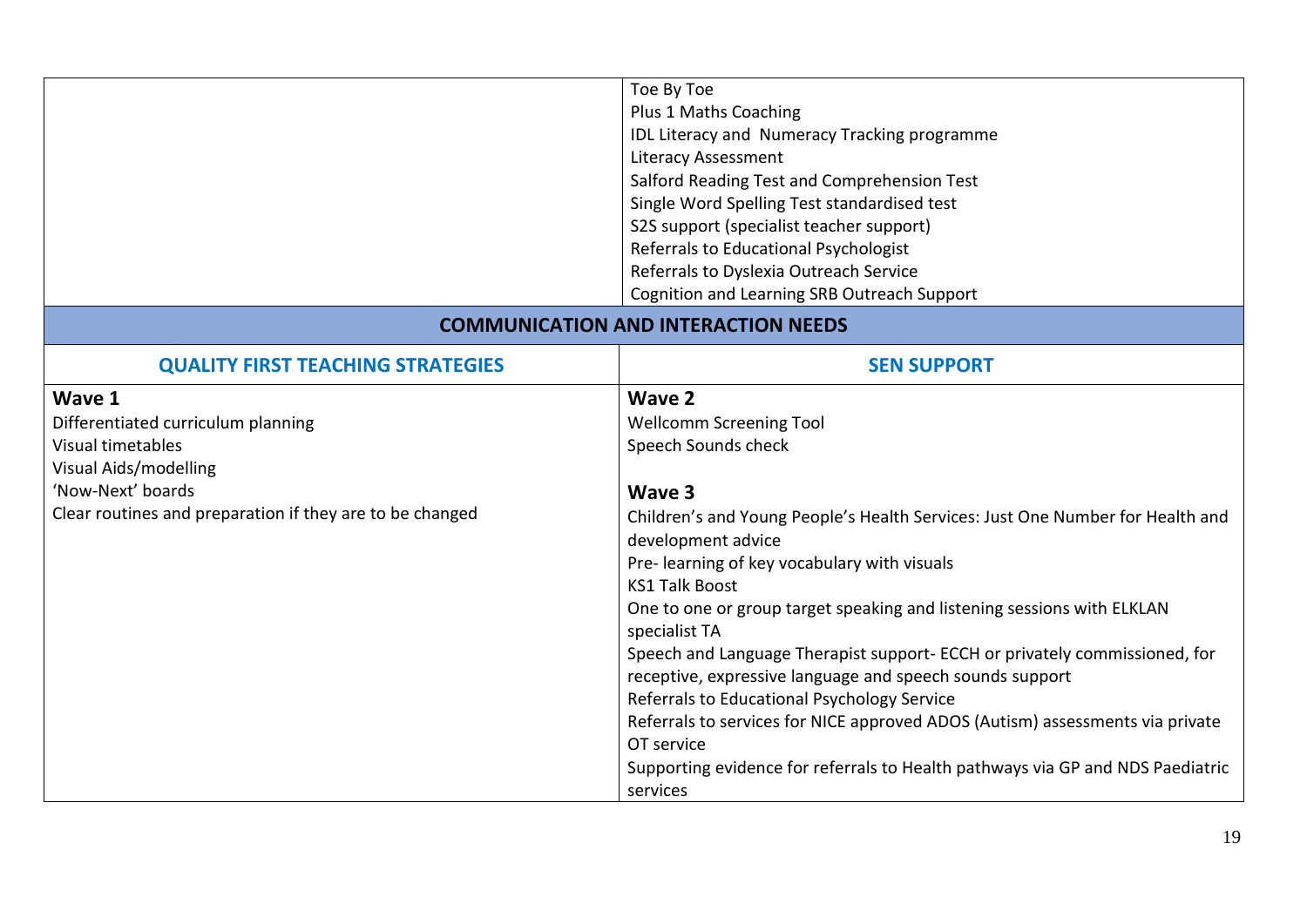| | |
|---|---|
| | Toe By Toe<br>Plus 1 Maths Coaching<br>IDL Literacy and Numeracy Tracking programme<br>Literacy Assessment<br>Salford Reading Test and Comprehension Test<br>Single Word Spelling Test standardised test<br>S2S support (specialist teacher support)<br>Referrals to Educational Psychologist<br>Referrals to Dyslexia Outreach Service<br>Cognition and Learning SRB Outreach Support |
| **COMMUNICATION AND INTERACTION NEEDS** | |
| **QUALITY FIRST TEACHING STRATEGIES** | **SEN SUPPORT** |
| **Wave 1**<br>Differentiated curriculum planning<br>Visual timetables<br>Visual Aids/modelling<br>'Now-Next' boards<br>Clear routines and preparation if they are to be changed | **Wave 2**<br>Wellcomm Screening Tool<br>Speech Sounds check<br><br>**Wave 3**<br>Children's and Young People's Health Services: Just One Number for Health and development advice<br>Pre- learning of key vocabulary with visuals<br>KS1 Talk Boost<br>One to one or group target speaking and listening sessions with ELKLAN specialist TA<br>Speech and Language Therapist support- ECCH or privately commissioned, for receptive, expressive language and speech sounds support<br>Referrals to Educational Psychology Service<br>Referrals to services for NICE approved ADOS (Autism) assessments via private OT service<br>Supporting evidence for referrals to Health pathways via GP and NDS Paediatric services |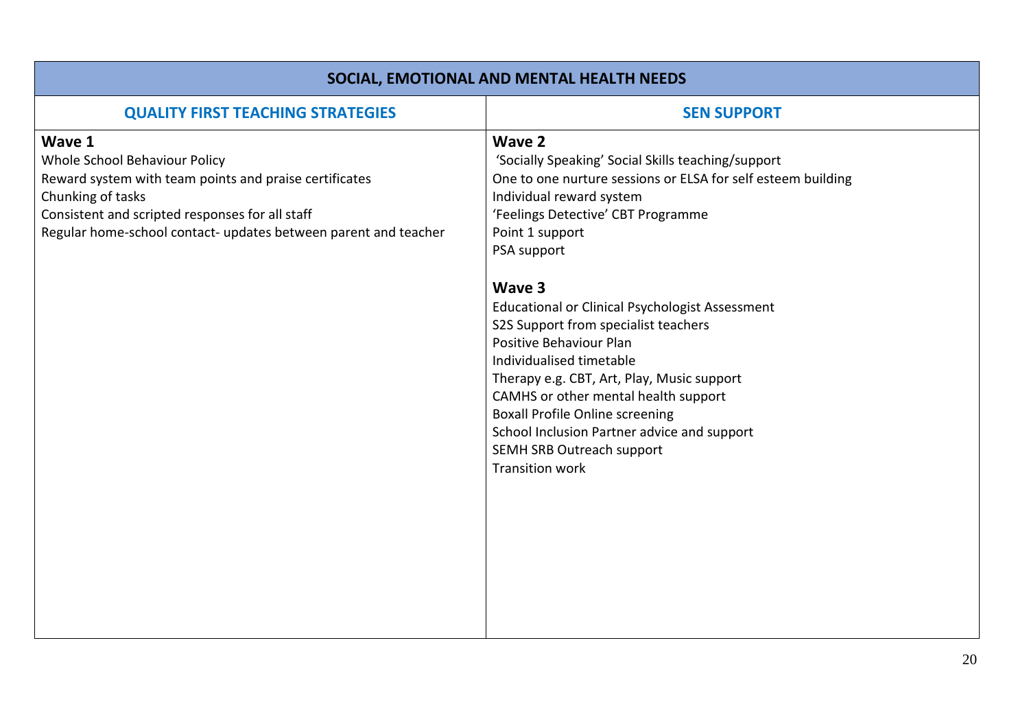| SOCIAL, EMOTIONAL AND MENTAL HEALTH NEEDS | |
|---|---|
| **QUALITY FIRST TEACHING STRATEGIES** | **SEN SUPPORT** |
| **Wave 1**<br>Whole School Behaviour Policy<br>Reward system with team points and praise certificates<br>Chunking of tasks<br>Consistent and scripted responses for all staff<br>Regular home-school contact- updates between parent and teacher | **Wave 2**<br>'Socially Speaking' Social Skills teaching/support<br>One to one nurture sessions or ELSA for self esteem building<br>Individual reward system<br>'Feelings Detective' CBT Programme<br>Point 1 support<br>PSA support<br><br>**Wave 3**<br>Educational or Clinical Psychologist Assessment<br>S2S Support from specialist teachers<br>Positive Behaviour Plan<br>Individualised timetable<br>Therapy e.g. CBT, Art, Play, Music support<br>CAMHS or other mental health support<br>Boxall Profile Online screening<br>School Inclusion Partner advice and support<br>SEMH SRB Outreach support<br>Transition work |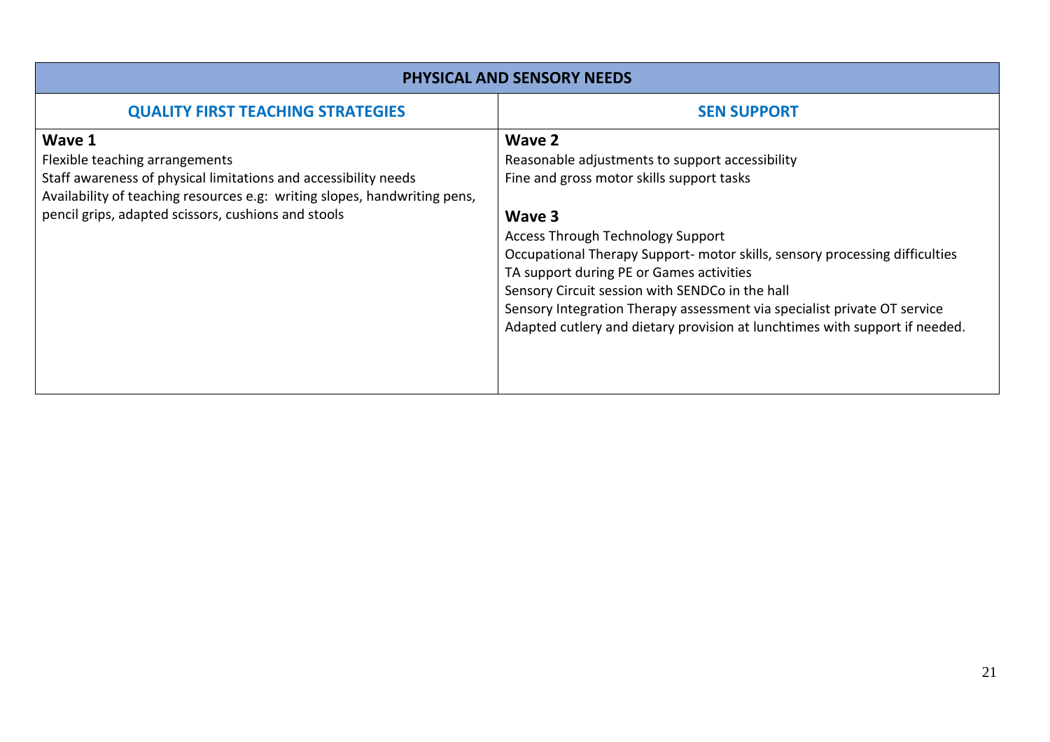| PHYSICAL AND SENSORY NEEDS | |
|---|---|
| **QUALITY FIRST TEACHING STRATEGIES** | **SEN SUPPORT** |
| **Wave 1**<br>Flexible teaching arrangements<br>Staff awareness of physical limitations and accessibility needs<br>Availability of teaching resources e.g: writing slopes, handwriting pens, pencil grips, adapted scissors, cushions and stools | **Wave 2**<br>Reasonable adjustments to support accessibility<br>Fine and gross motor skills support tasks<br><br>**Wave 3**<br>Access Through Technology Support<br>Occupational Therapy Support- motor skills, sensory processing difficulties<br>TA support during PE or Games activities<br>Sensory Circuit session with SENDCo in the hall<br>Sensory Integration Therapy assessment via specialist private OT service<br>Adapted cutlery and dietary provision at lunchtimes with support if needed. |